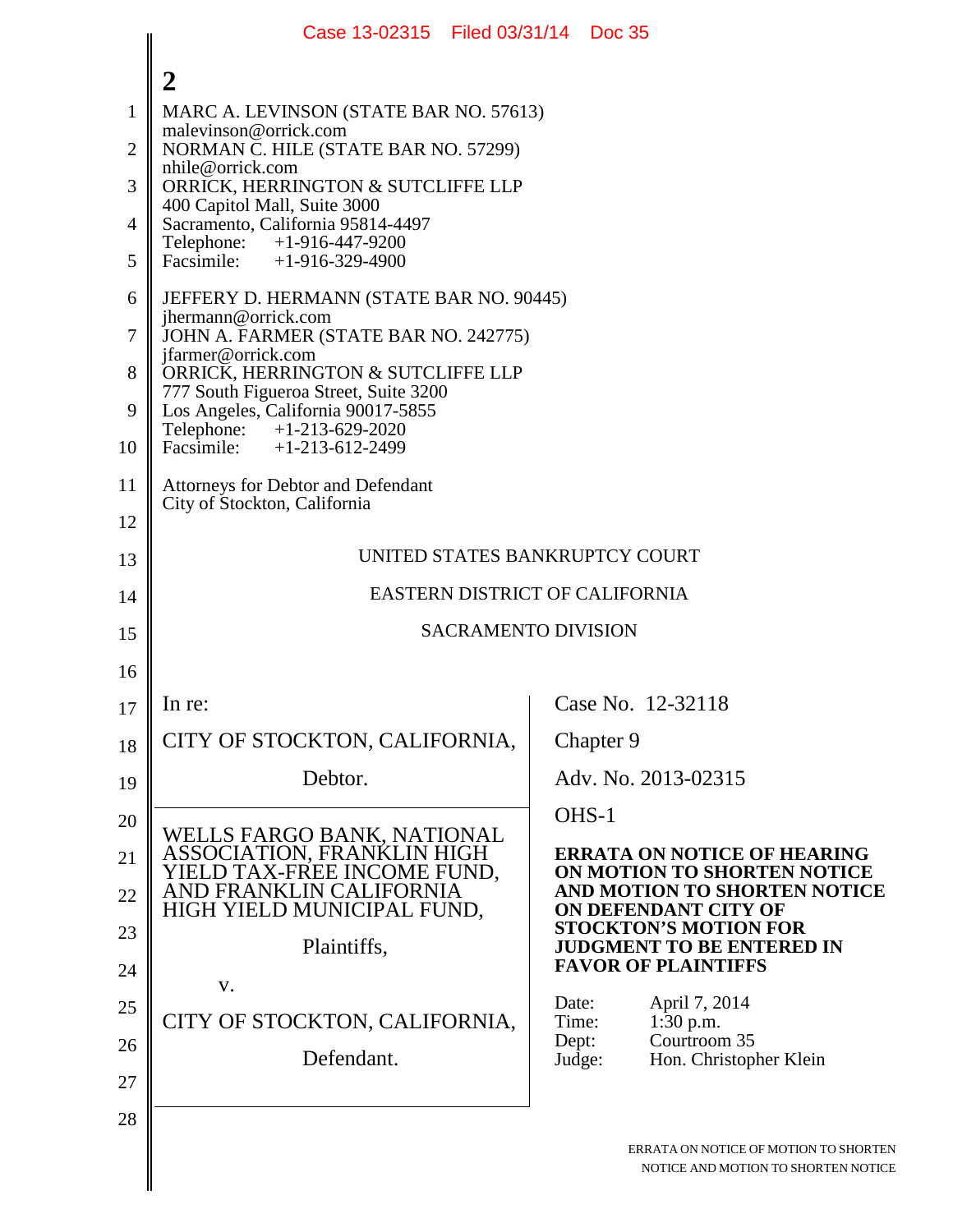Case 13-02315 Filed 03/31/14 Doc 35

**2**

MARC A. LEVINSON (STATE BAR NO. 57613)
malevinson@orrick.com
NORMAN C. HILE (STATE BAR NO. 57299)
nhile@orrick.com
ORRICK, HERRINGTON & SUTCLIFFE LLP
400 Capitol Mall, Suite 3000
Sacramento, California 95814-4497
Telephone: +1-916-447-9200
Facsimile: +1-916-329-4900

JEFFERY D. HERMANN (STATE BAR NO. 90445)
jhermann@orrick.com
JOHN A. FARMER (STATE BAR NO. 242775)
jfarmer@orrick.com
ORRICK, HERRINGTON & SUTCLIFFE LLP
777 South Figueroa Street, Suite 3200
Los Angeles, California 90017-5855
Telephone: +1-213-629-2020
Facsimile: +1-213-612-2499

Attorneys for Debtor and Defendant
City of Stockton, California

UNITED STATES BANKRUPTCY COURT

EASTERN DISTRICT OF CALIFORNIA

SACRAMENTO DIVISION

| | |
|---|---|
| In re:<br><br>CITY OF STOCKTON, CALIFORNIA,<br><br>Debtor. | Case No. 12-32118<br><br>Chapter 9<br><br>Adv. No. 2013-02315<br><br>OHS-1 |
| WELLS FARGO BANK, NATIONAL ASSOCIATION, FRANKLIN HIGH YIELD TAX-FREE INCOME FUND, AND FRANKLIN CALIFORNIA HIGH YIELD MUNICIPAL FUND,<br><br>Plaintiffs,<br><br>v.<br><br>CITY OF STOCKTON, CALIFORNIA,<br><br>Defendant. | **ERRATA ON NOTICE OF HEARING ON MOTION TO SHORTEN NOTICE AND MOTION TO SHORTEN NOTICE ON DEFENDANT CITY OF STOCKTON'S MOTION FOR JUDGMENT TO BE ENTERED IN FAVOR OF PLAINTIFFS**<br><br>Date: April 7, 2014<br>Time: 1:30 p.m.<br>Dept: Courtroom 35<br>Judge: Hon. Christopher Klein |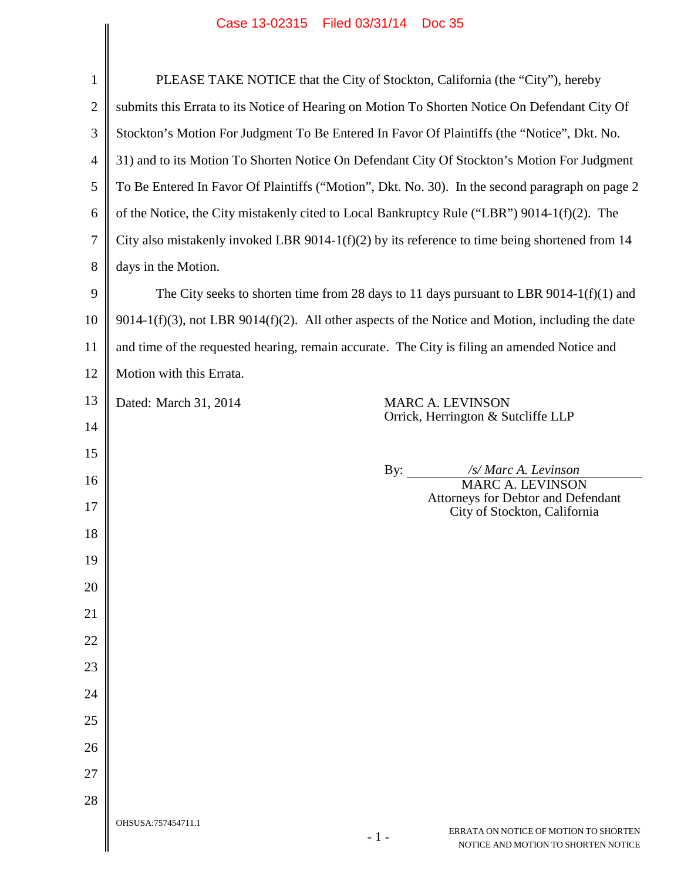PLEASE TAKE NOTICE that the City of Stockton, California (the "City"), hereby submits this Errata to its Notice of Hearing on Motion To Shorten Notice On Defendant City Of Stockton's Motion For Judgment To Be Entered In Favor Of Plaintiffs (the "Notice", Dkt. No. 31) and to its Motion To Shorten Notice On Defendant City Of Stockton's Motion For Judgment To Be Entered In Favor Of Plaintiffs ("Motion", Dkt. No. 30). In the second paragraph on page 2 of the Notice, the City mistakenly cited to Local Bankruptcy Rule ("LBR") 9014-1(f)(2). The City also mistakenly invoked LBR 9014-1(f)(2) by its reference to time being shortened from 14 days in the Motion.

The City seeks to shorten time from 28 days to 11 days pursuant to LBR 9014-1(f)(1) and 9014-1(f)(3), not LBR 9014(f)(2). All other aspects of the Notice and Motion, including the date and time of the requested hearing, remain accurate. The City is filing an amended Notice and Motion with this Errata.

Dated: March 31, 2014

MARC A. LEVINSON
Orrick, Herrington & Sutcliffe LLP

By: */s/ Marc A. Levinson*
MARC A. LEVINSON
Attorneys for Debtor and Defendant
City of Stockton, California

OHSUSA:757454711.1

ERRATA ON NOTICE OF MOTION TO SHORTEN NOTICE AND MOTION TO SHORTEN NOTICE